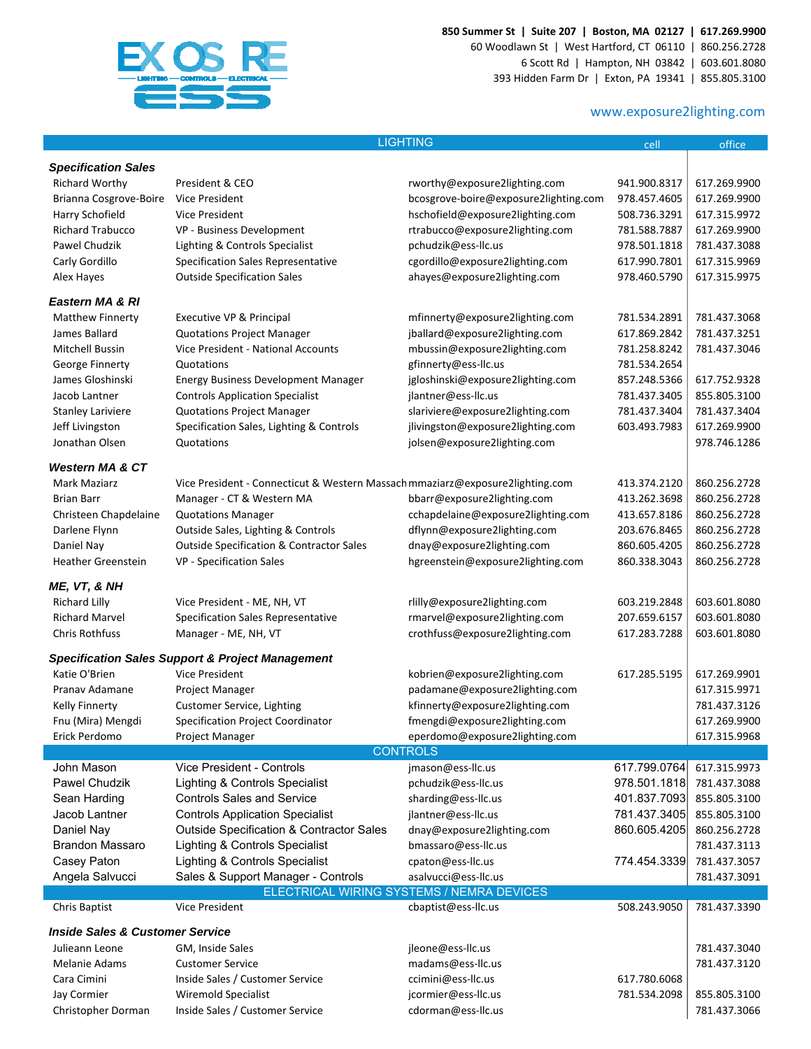EXPOSURE ESS — LIGHTING — CONTROLS — ELECTRICAL

**850 Summer St | Suite 207 | Boston, MA 02127 | 617.269.9900**
60 Woodlawn St | West Hartford, CT 06110 | 860.256.2728
6 Scott Rd | Hampton, NH 03842 | 603.601.8080
393 Hidden Farm Dr | Exton, PA 19341 | 855.805.3100

www.exposure2lighting.com

| LIGHTING | | | cell | office |
|---|---|---|---|---|
| ***Specification Sales*** | | | | |
| Richard Worthy | President & CEO | rworthy@exposure2lighting.com | 941.900.8317 | 617.269.9900 |
| Brianna Cosgrove-Boire | Vice President | bcosgrove-boire@exposure2lighting.com | 978.457.4605 | 617.269.9900 |
| Harry Schofield | Vice President | hschofield@exposure2lighting.com | 508.736.3291 | 617.315.9972 |
| Richard Trabucco | VP - Business Development | rtrabucco@exposure2lighting.com | 781.588.7887 | 617.269.9900 |
| Pawel Chudzik | Lighting & Controls Specialist | pchudzik@ess-llc.us | 978.501.1818 | 781.437.3088 |
| Carly Gordillo | Specification Sales Representative | cgordillo@exposure2lighting.com | 617.990.7801 | 617.315.9969 |
| Alex Hayes | Outside Specification Sales | ahayes@exposure2lighting.com | 978.460.5790 | 617.315.9975 |
| ***Eastern MA & RI*** | | | | |
| Matthew Finnerty | Executive VP & Principal | mfinnerty@exposure2lighting.com | 781.534.2891 | 781.437.3068 |
| James Ballard | Quotations Project Manager | jballard@exposure2lighting.com | 617.869.2842 | 781.437.3251 |
| Mitchell Bussin | Vice President - National Accounts | mbussin@exposure2lighting.com | 781.258.8242 | 781.437.3046 |
| George Finnerty | Quotations | gfinnerty@ess-llc.us | 781.534.2654 | |
| James Gloshinski | Energy Business Development Manager | jgloshinski@exposure2lighting.com | 857.248.5366 | 617.752.9328 |
| Jacob Lantner | Controls Application Specialist | jlantner@ess-llc.us | 781.437.3405 | 855.805.3100 |
| Stanley Lariviere | Quotations Project Manager | slariviere@exposure2lighting.com | 781.437.3404 | 781.437.3404 |
| Jeff Livingston | Specification Sales, Lighting & Controls | jlivingston@exposure2lighting.com | 603.493.7983 | 617.269.9900 |
| Jonathan Olsen | Quotations | jolsen@exposure2lighting.com | | 978.746.1286 |
| ***Western MA & CT*** | | | | |
| Mark Maziarz | Vice President - Connecticut & Western Massach | mmaziarz@exposure2lighting.com | 413.374.2120 | 860.256.2728 |
| Brian Barr | Manager - CT & Western MA | bbarr@exposure2lighting.com | 413.262.3698 | 860.256.2728 |
| Christeen Chapdelaine | Quotations Manager | cchapdelaine@exposure2lighting.com | 413.657.8186 | 860.256.2728 |
| Darlene Flynn | Outside Sales, Lighting & Controls | dflynn@exposure2lighting.com | 203.676.8465 | 860.256.2728 |
| Daniel Nay | Outside Specification & Contractor Sales | dnay@exposure2lighting.com | 860.605.4205 | 860.256.2728 |
| Heather Greenstein | VP - Specification Sales | hgreenstein@exposure2lighting.com | 860.338.3043 | 860.256.2728 |
| ***ME, VT, & NH*** | | | | |
| Richard Lilly | Vice President - ME, NH, VT | rlilly@exposure2lighting.com | 603.219.2848 | 603.601.8080 |
| Richard Marvel | Specification Sales Representative | rmarvel@exposure2lighting.com | 207.659.6157 | 603.601.8080 |
| Chris Rothfuss | Manager - ME, NH, VT | crothfuss@exposure2lighting.com | 617.283.7288 | 603.601.8080 |
| ***Specification Sales Support & Project Management*** | | | | |
| Katie O'Brien | Vice President | kobrien@exposure2lighting.com | 617.285.5195 | 617.269.9901 |
| Pranav Adamane | Project Manager | padamane@exposure2lighting.com | | 617.315.9971 |
| Kelly Finnerty | Customer Service, Lighting | kfinnerty@exposure2lighting.com | | 781.437.3126 |
| Fnu (Mira) Mengdi | Specification Project Coordinator | fmengdi@exposure2lighting.com | | 617.269.9900 |
| Erick Perdomo | Project Manager | eperdomo@exposure2lighting.com | | 617.315.9968 |
| CONTROLS | | | | |
| John Mason | Vice President - Controls | jmason@ess-llc.us | 617.799.0764 | 617.315.9973 |
| Pawel Chudzik | Lighting & Controls Specialist | pchudzik@ess-llc.us | 978.501.1818 | 781.437.3088 |
| Sean Harding | Controls Sales and Service | sharding@ess-llc.us | 401.837.7093 | 855.805.3100 |
| Jacob Lantner | Controls Application Specialist | jlantner@ess-llc.us | 781.437.3405 | 855.805.3100 |
| Daniel Nay | Outside Specification & Contractor Sales | dnay@exposure2lighting.com | 860.605.4205 | 860.256.2728 |
| Brandon Massaro | Lighting & Controls Specialist | bmassaro@ess-llc.us | | 781.437.3113 |
| Casey Paton | Lighting & Controls Specialist | cpaton@ess-llc.us | 774.454.3339 | 781.437.3057 |
| Angela Salvucci | Sales & Support Manager - Controls | asalvucci@ess-llc.us | | 781.437.3091 |
| ELECTRICAL WIRING SYSTEMS / NEMRA DEVICES | | | | |
| Chris Baptist | Vice President | cbaptist@ess-llc.us | 508.243.9050 | 781.437.3390 |
| ***Inside Sales & Customer Service*** | | | | |
| Julieann Leone | GM, Inside Sales | jleone@ess-llc.us | | 781.437.3040 |
| Melanie Adams | Customer Service | madams@ess-llc.us | | 781.437.3120 |
| Cara Cimini | Inside Sales / Customer Service | ccimini@ess-llc.us | 617.780.6068 | |
| Jay Cormier | Wiremold Specialist | jcormier@ess-llc.us | 781.534.2098 | 855.805.3100 |
| Christopher Dorman | Inside Sales / Customer Service | cdorman@ess-llc.us | | 781.437.3066 |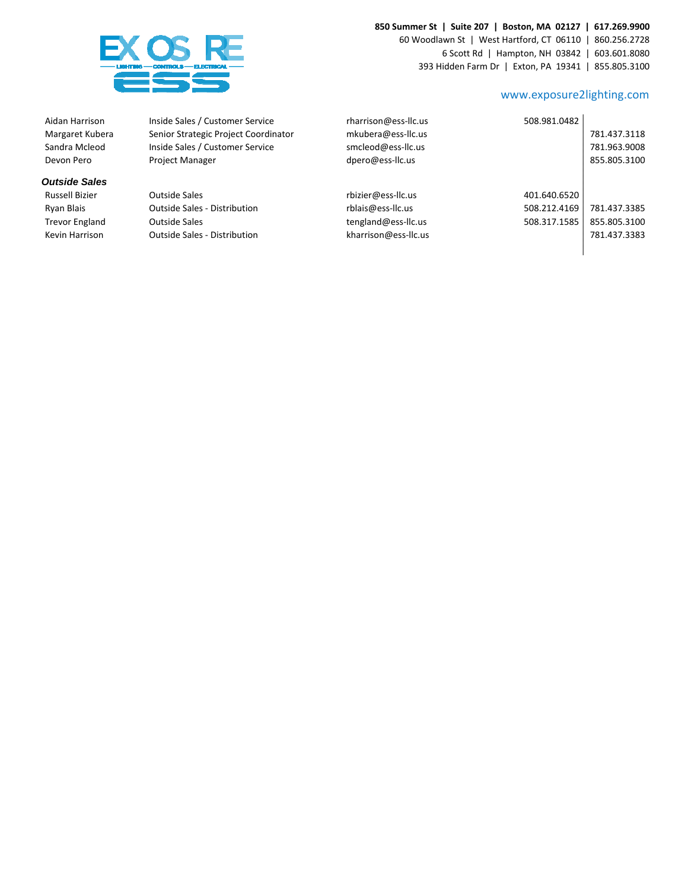**850 Summer St | Suite 207 | Boston, MA 02127 | 617.269.9900**
60 Woodlawn St | West Hartford, CT 06110 | 860.256.2728
6 Scott Rd | Hampton, NH 03842 | 603.601.8080
393 Hidden Farm Dr | Exton, PA 19341 | 855.805.3100

www.exposure2lighting.com

| | | | | |
|---|---|---|---|---|
| Aidan Harrison | Inside Sales / Customer Service | rharrison@ess-llc.us | 508.981.0482 | |
| Margaret Kubera | Senior Strategic Project Coordinator | mkubera@ess-llc.us | | 781.437.3118 |
| Sandra Mcleod | Inside Sales / Customer Service | smcleod@ess-llc.us | | 781.963.9008 |
| Devon Pero | Project Manager | dpero@ess-llc.us | | 855.805.3100 |

### *Outside Sales*

| | | | | |
|---|---|---|---|---|
| Russell Bizier | Outside Sales | rbizier@ess-llc.us | 401.640.6520 | |
| Ryan Blais | Outside Sales - Distribution | rblais@ess-llc.us | 508.212.4169 | 781.437.3385 |
| Trevor England | Outside Sales | tengland@ess-llc.us | 508.317.1585 | 855.805.3100 |
| Kevin Harrison | Outside Sales - Distribution | kharrison@ess-llc.us | | 781.437.3383 |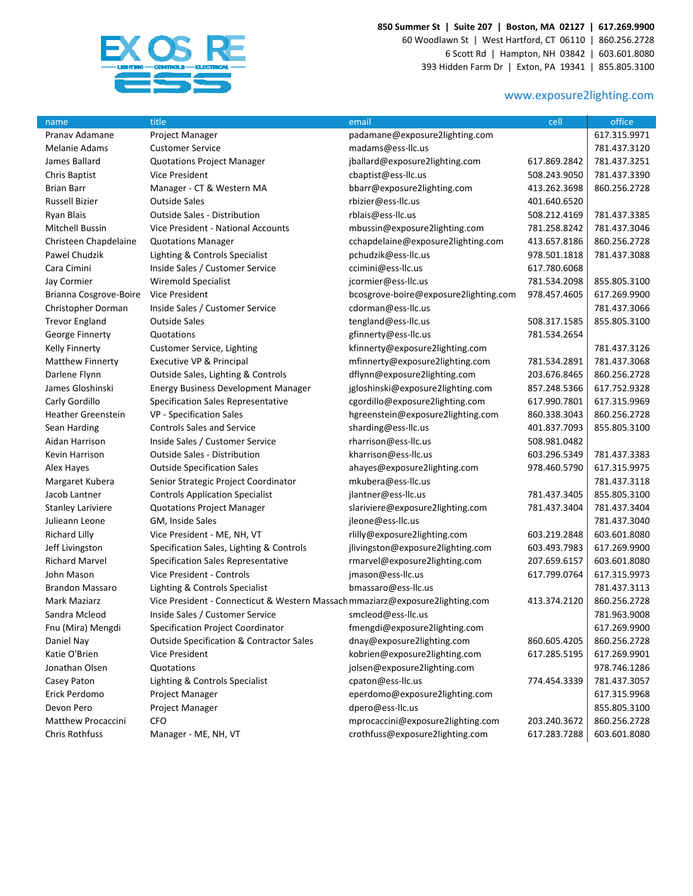**850 Summer St | Suite 207 | Boston, MA 02127 | 617.269.9900**
60 Woodlawn St | West Hartford, CT 06110 | 860.256.2728
6 Scott Rd | Hampton, NH 03842 | 603.601.8080
393 Hidden Farm Dr | Exton, PA 19341 | 855.805.3100

www.exposure2lighting.com

| name | title | email | cell | office |
|---|---|---|---|---|
| Pranav Adamane | Project Manager | padamane@exposure2lighting.com | | 617.315.9971 |
| Melanie Adams | Customer Service | madams@ess-llc.us | | 781.437.3120 |
| James Ballard | Quotations Project Manager | jballard@exposure2lighting.com | 617.869.2842 | 781.437.3251 |
| Chris Baptist | Vice President | cbaptist@ess-llc.us | 508.243.9050 | 781.437.3390 |
| Brian Barr | Manager - CT & Western MA | bbarr@exposure2lighting.com | 413.262.3698 | 860.256.2728 |
| Russell Bizier | Outside Sales | rbizier@ess-llc.us | 401.640.6520 | |
| Ryan Blais | Outside Sales - Distribution | rblais@ess-llc.us | 508.212.4169 | 781.437.3385 |
| Mitchell Bussin | Vice President - National Accounts | mbussin@exposure2lighting.com | 781.258.8242 | 781.437.3046 |
| Christeen Chapdelaine | Quotations Manager | cchapdelaine@exposure2lighting.com | 413.657.8186 | 860.256.2728 |
| Pawel Chudzik | Lighting & Controls Specialist | pchudzik@ess-llc.us | 978.501.1818 | 781.437.3088 |
| Cara Cimini | Inside Sales / Customer Service | ccimini@ess-llc.us | 617.780.6068 | |
| Jay Cormier | Wiremold Specialist | jcormier@ess-llc.us | 781.534.2098 | 855.805.3100 |
| Brianna Cosgrove-Boire | Vice President | bcosgrove-boire@exposure2lighting.com | 978.457.4605 | 617.269.9900 |
| Christopher Dorman | Inside Sales / Customer Service | cdorman@ess-llc.us | | 781.437.3066 |
| Trevor England | Outside Sales | tengland@ess-llc.us | 508.317.1585 | 855.805.3100 |
| George Finnerty | Quotations | gfinnerty@ess-llc.us | 781.534.2654 | |
| Kelly Finnerty | Customer Service, Lighting | kfinnerty@exposure2lighting.com | | 781.437.3126 |
| Matthew Finnerty | Executive VP & Principal | mfinnerty@exposure2lighting.com | 781.534.2891 | 781.437.3068 |
| Darlene Flynn | Outside Sales, Lighting & Controls | dflynn@exposure2lighting.com | 203.676.8465 | 860.256.2728 |
| James Gloshinski | Energy Business Development Manager | jgloshinski@exposure2lighting.com | 857.248.5366 | 617.752.9328 |
| Carly Gordillo | Specification Sales Representative | cgordillo@exposure2lighting.com | 617.990.7801 | 617.315.9969 |
| Heather Greenstein | VP - Specification Sales | hgreenstein@exposure2lighting.com | 860.338.3043 | 860.256.2728 |
| Sean Harding | Controls Sales and Service | sharding@ess-llc.us | 401.837.7093 | 855.805.3100 |
| Aidan Harrison | Inside Sales / Customer Service | rharrison@ess-llc.us | 508.981.0482 | |
| Kevin Harrison | Outside Sales - Distribution | kharrison@ess-llc.us | 603.296.5349 | 781.437.3383 |
| Alex Hayes | Outside Specification Sales | ahayes@exposure2lighting.com | 978.460.5790 | 617.315.9975 |
| Margaret Kubera | Senior Strategic Project Coordinator | mkubera@ess-llc.us | | 781.437.3118 |
| Jacob Lantner | Controls Application Specialist | jlantner@ess-llc.us | 781.437.3405 | 855.805.3100 |
| Stanley Lariviere | Quotations Project Manager | slariviere@exposure2lighting.com | 781.437.3404 | 781.437.3404 |
| Julieann Leone | GM, Inside Sales | jleone@ess-llc.us | | 781.437.3040 |
| Richard Lilly | Vice President - ME, NH, VT | rlilly@exposure2lighting.com | 603.219.2848 | 603.601.8080 |
| Jeff Livingston | Specification Sales, Lighting & Controls | jlivingston@exposure2lighting.com | 603.493.7983 | 617.269.9900 |
| Richard Marvel | Specification Sales Representative | rmarvel@exposure2lighting.com | 207.659.6157 | 603.601.8080 |
| John Mason | Vice President - Controls | jmason@ess-llc.us | 617.799.0764 | 617.315.9973 |
| Brandon Massaro | Lighting & Controls Specialist | bmassaro@ess-llc.us | | 781.437.3113 |
| Mark Maziarz | Vice President - Connecticut & Western Massach | mmaziarz@exposure2lighting.com | 413.374.2120 | 860.256.2728 |
| Sandra Mcleod | Inside Sales / Customer Service | smcleod@ess-llc.us | | 781.963.9008 |
| Fnu (Mira) Mengdi | Specification Project Coordinator | fmengdi@exposure2lighting.com | | 617.269.9900 |
| Daniel Nay | Outside Specification & Contractor Sales | dnay@exposure2lighting.com | 860.605.4205 | 860.256.2728 |
| Katie O'Brien | Vice President | kobrien@exposure2lighting.com | 617.285.5195 | 617.269.9901 |
| Jonathan Olsen | Quotations | jolsen@exposure2lighting.com | | 978.746.1286 |
| Casey Paton | Lighting & Controls Specialist | cpaton@ess-llc.us | 774.454.3339 | 781.437.3057 |
| Erick Perdomo | Project Manager | eperdomo@exposure2lighting.com | | 617.315.9968 |
| Devon Pero | Project Manager | dpero@ess-llc.us | | 855.805.3100 |
| Matthew Procaccini | CFO | mprocaccini@exposure2lighting.com | 203.240.3672 | 860.256.2728 |
| Chris Rothfuss | Manager - ME, NH, VT | crothfuss@exposure2lighting.com | 617.283.7288 | 603.601.8080 |